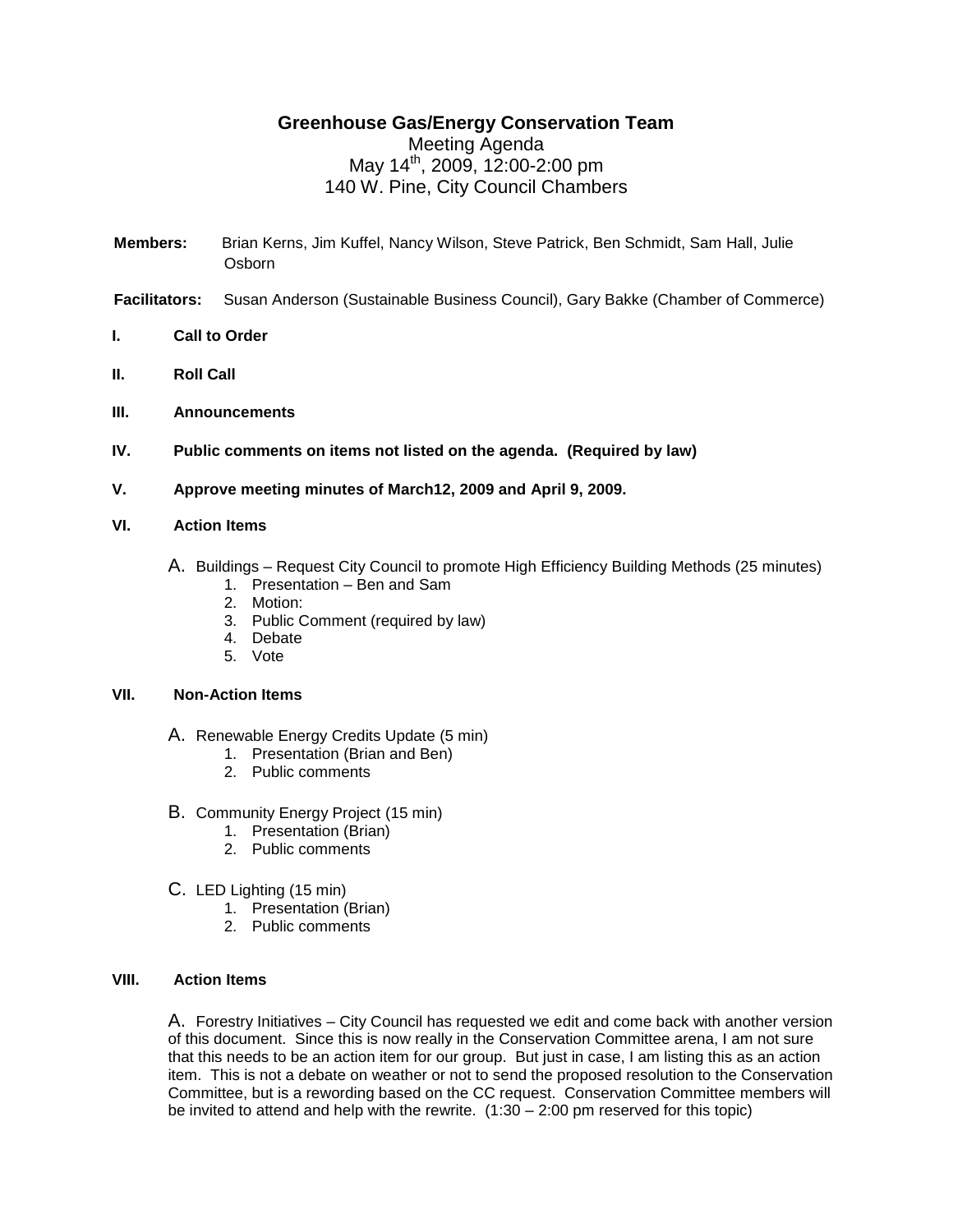# Greenhouse Gas/Energy Conservation Team

Meeting Agenda
May 14th, 2009, 12:00-2:00 pm
140 W. Pine, City Council Chambers

**Members:** Brian Kerns, Jim Kuffel, Nancy Wilson, Steve Patrick, Ben Schmidt, Sam Hall, Julie Osborn

**Facilitators:** Susan Anderson (Sustainable Business Council), Gary Bakke (Chamber of Commerce)

**I. Call to Order**

**II. Roll Call**

**III. Announcements**

**IV. Public comments on items not listed on the agenda. (Required by law)**

**V. Approve meeting minutes of March12, 2009 and April 9, 2009.**

**VI. Action Items**

A. Buildings – Request City Council to promote High Efficiency Building Methods (25 minutes)
   1. Presentation – Ben and Sam
   2. Motion:
   3. Public Comment (required by law)
   4. Debate
   5. Vote

**VII. Non-Action Items**

A. Renewable Energy Credits Update (5 min)
   1. Presentation (Brian and Ben)
   2. Public comments

B. Community Energy Project (15 min)
   1. Presentation (Brian)
   2. Public comments

C. LED Lighting (15 min)
   1. Presentation (Brian)
   2. Public comments

**VIII. Action Items**

A. Forestry Initiatives – City Council has requested we edit and come back with another version of this document. Since this is now really in the Conservation Committee arena, I am not sure that this needs to be an action item for our group. But just in case, I am listing this as an action item. This is not a debate on weather or not to send the proposed resolution to the Conservation Committee, but is a rewording based on the CC request. Conservation Committee members will be invited to attend and help with the rewrite. (1:30 – 2:00 pm reserved for this topic)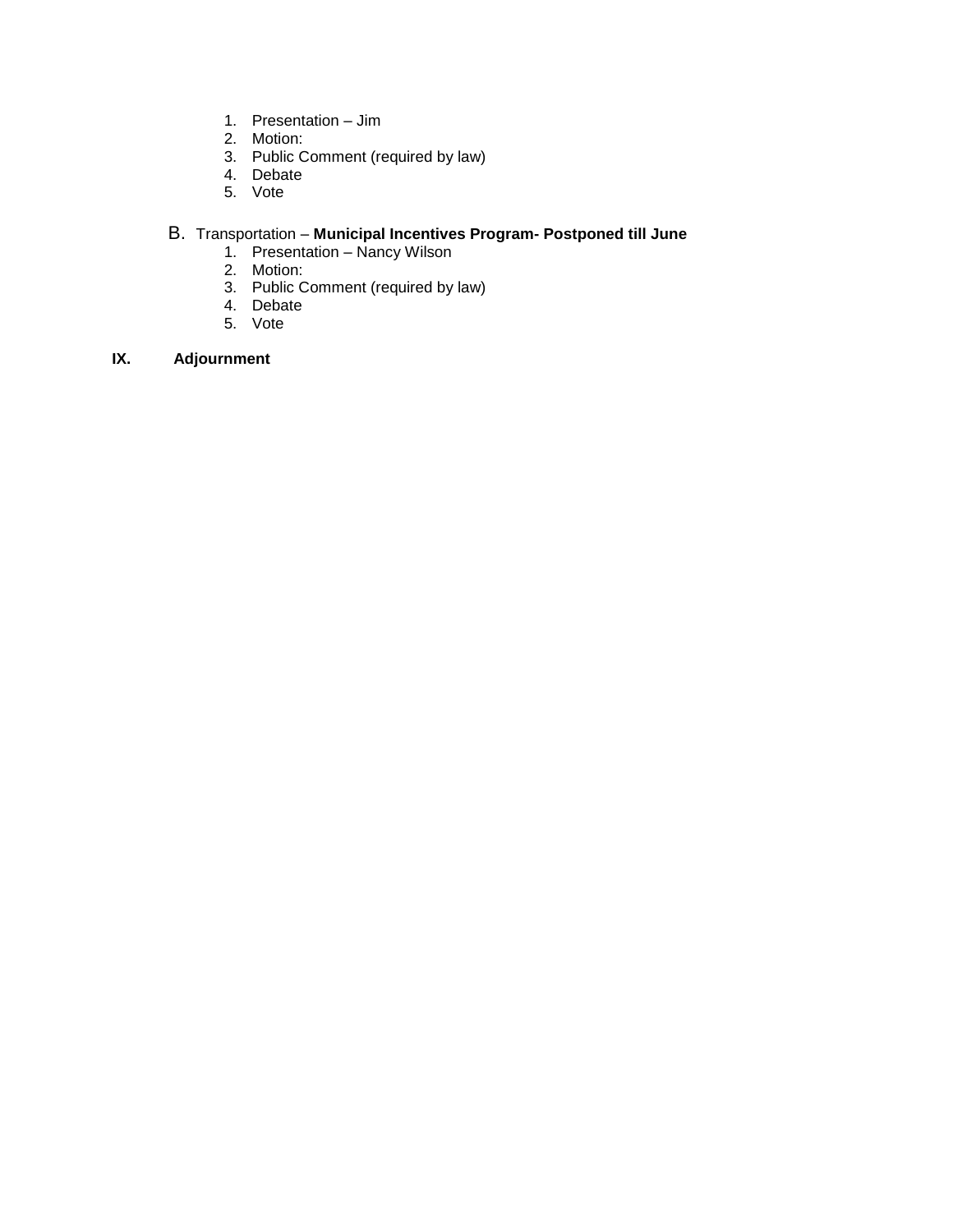1. Presentation – Jim
2. Motion:
3. Public Comment (required by law)
4. Debate
5. Vote

B. Transportation – **Municipal Incentives Program- Postponed till June**

1. Presentation – Nancy Wilson
2. Motion:
3. Public Comment (required by law)
4. Debate
5. Vote

**IX. Adjournment**